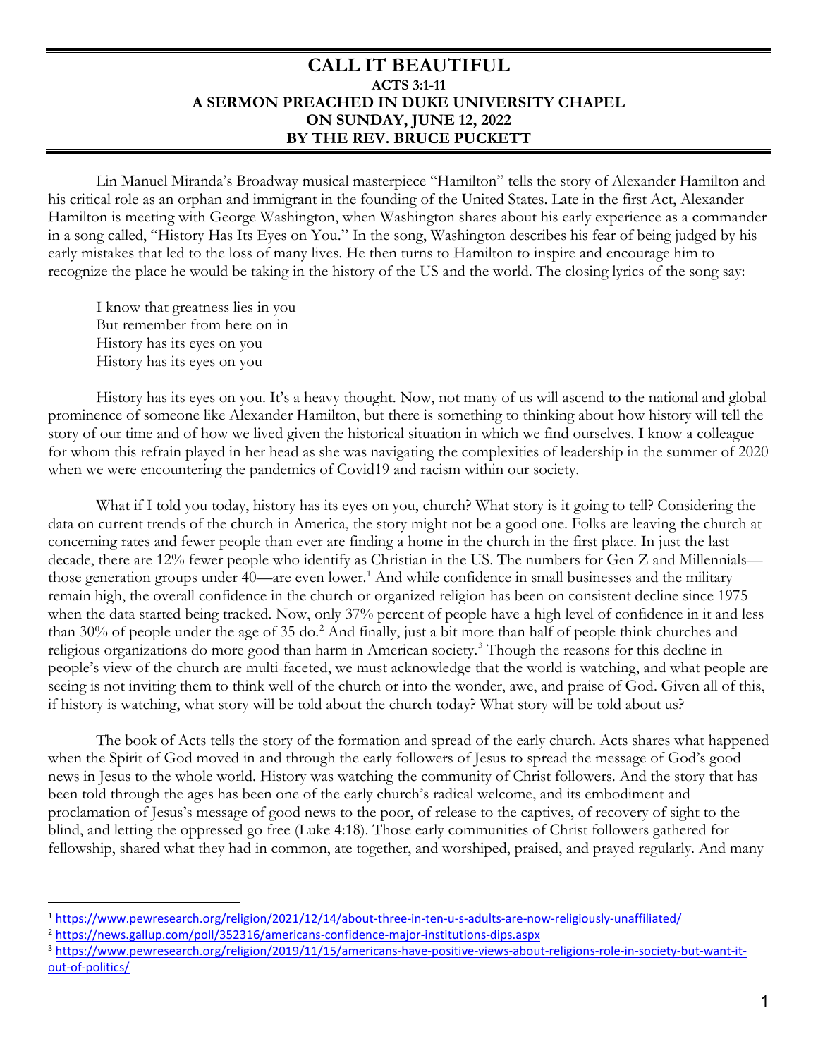# CALL IT BEAUTIFUL

### ACTS 3:1-11
### A SERMON PREACHED IN DUKE UNIVERSITY CHAPEL
### ON SUNDAY, JUNE 12, 2022
### BY THE REV. BRUCE PUCKETT

Lin Manuel Miranda's Broadway musical masterpiece "Hamilton" tells the story of Alexander Hamilton and his critical role as an orphan and immigrant in the founding of the United States. Late in the first Act, Alexander Hamilton is meeting with George Washington, when Washington shares about his early experience as a commander in a song called, "History Has Its Eyes on You." In the song, Washington describes his fear of being judged by his early mistakes that led to the loss of many lives. He then turns to Hamilton to inspire and encourage him to recognize the place he would be taking in the history of the US and the world. The closing lyrics of the song say:

> I know that greatness lies in you
> But remember from here on in
> History has its eyes on you
> History has its eyes on you

History has its eyes on you. It's a heavy thought. Now, not many of us will ascend to the national and global prominence of someone like Alexander Hamilton, but there is something to thinking about how history will tell the story of our time and of how we lived given the historical situation in which we find ourselves. I know a colleague for whom this refrain played in her head as she was navigating the complexities of leadership in the summer of 2020 when we were encountering the pandemics of Covid19 and racism within our society.

What if I told you today, history has its eyes on you, church? What story is it going to tell? Considering the data on current trends of the church in America, the story might not be a good one. Folks are leaving the church at concerning rates and fewer people than ever are finding a home in the church in the first place. In just the last decade, there are 12% fewer people who identify as Christian in the US. The numbers for Gen Z and Millennials—those generation groups under 40—are even lower.[1] And while confidence in small businesses and the military remain high, the overall confidence in the church or organized religion has been on consistent decline since 1975 when the data started being tracked. Now, only 37% percent of people have a high level of confidence in it and less than 30% of people under the age of 35 do.[2] And finally, just a bit more than half of people think churches and religious organizations do more good than harm in American society.[3] Though the reasons for this decline in people's view of the church are multi-faceted, we must acknowledge that the world is watching, and what people are seeing is not inviting them to think well of the church or into the wonder, awe, and praise of God. Given all of this, if history is watching, what story will be told about the church today? What story will be told about us?

The book of Acts tells the story of the formation and spread of the early church. Acts shares what happened when the Spirit of God moved in and through the early followers of Jesus to spread the message of God's good news in Jesus to the whole world. History was watching the community of Christ followers. And the story that has been told through the ages has been one of the early church's radical welcome, and its embodiment and proclamation of Jesus's message of good news to the poor, of release to the captives, of recovery of sight to the blind, and letting the oppressed go free (Luke 4:18). Those early communities of Christ followers gathered for fellowship, shared what they had in common, ate together, and worshiped, praised, and prayed regularly. And many

---

[1] https://www.pewresearch.org/religion/2021/12/14/about-three-in-ten-u-s-adults-are-now-religiously-unaffiliated/

[2] https://news.gallup.com/poll/352316/americans-confidence-major-institutions-dips.aspx

[3] https://www.pewresearch.org/religion/2019/11/15/americans-have-positive-views-about-religions-role-in-society-but-want-it-out-of-politics/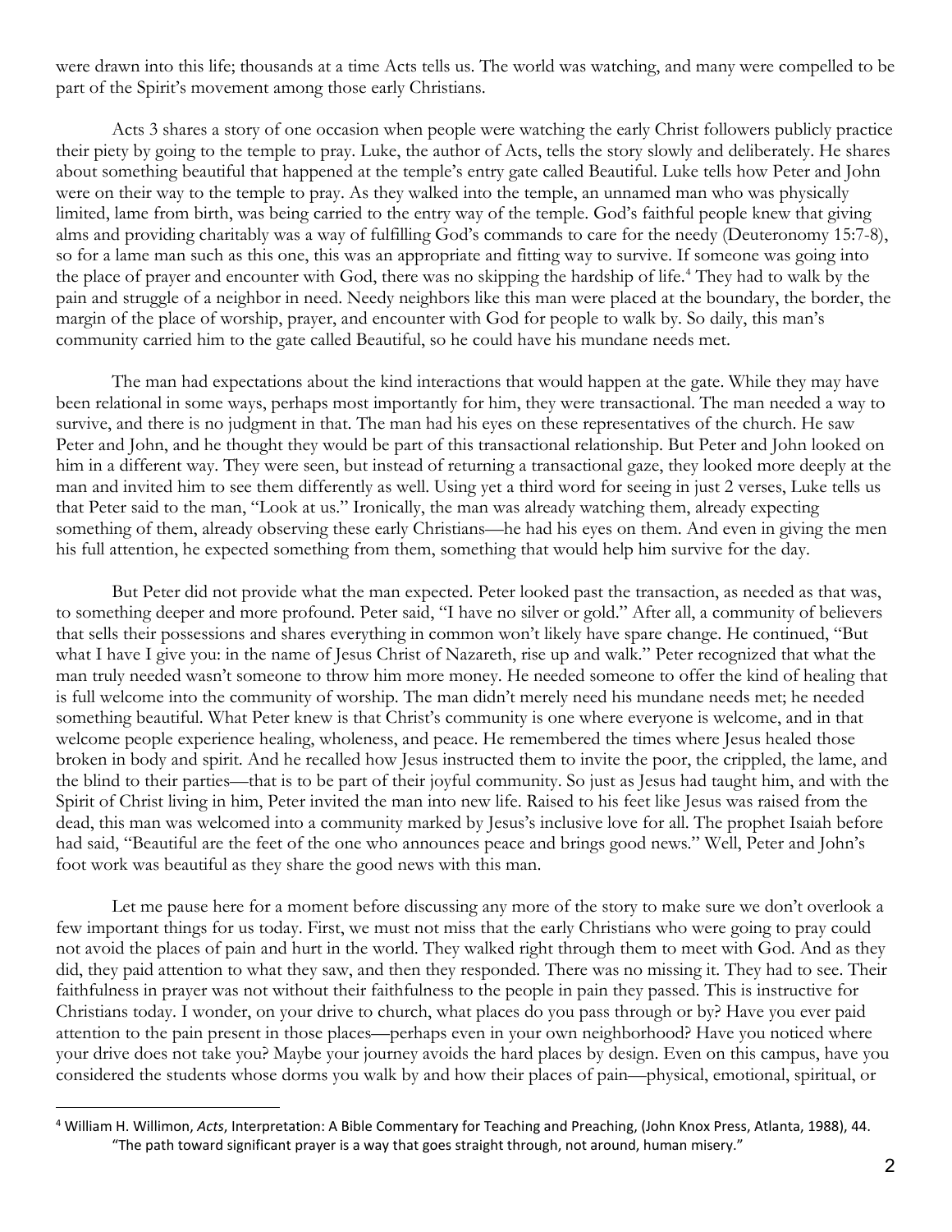were drawn into this life; thousands at a time Acts tells us. The world was watching, and many were compelled to be part of the Spirit's movement among those early Christians.

Acts 3 shares a story of one occasion when people were watching the early Christ followers publicly practice their piety by going to the temple to pray. Luke, the author of Acts, tells the story slowly and deliberately. He shares about something beautiful that happened at the temple's entry gate called Beautiful. Luke tells how Peter and John were on their way to the temple to pray. As they walked into the temple, an unnamed man who was physically limited, lame from birth, was being carried to the entry way of the temple. God's faithful people knew that giving alms and providing charitably was a way of fulfilling God's commands to care for the needy (Deuteronomy 15:7-8), so for a lame man such as this one, this was an appropriate and fitting way to survive. If someone was going into the place of prayer and encounter with God, there was no skipping the hardship of life.[4] They had to walk by the pain and struggle of a neighbor in need. Needy neighbors like this man were placed at the boundary, the border, the margin of the place of worship, prayer, and encounter with God for people to walk by. So daily, this man's community carried him to the gate called Beautiful, so he could have his mundane needs met.

The man had expectations about the kind interactions that would happen at the gate. While they may have been relational in some ways, perhaps most importantly for him, they were transactional. The man needed a way to survive, and there is no judgment in that. The man had his eyes on these representatives of the church. He saw Peter and John, and he thought they would be part of this transactional relationship. But Peter and John looked on him in a different way. They were seen, but instead of returning a transactional gaze, they looked more deeply at the man and invited him to see them differently as well. Using yet a third word for seeing in just 2 verses, Luke tells us that Peter said to the man, "Look at us." Ironically, the man was already watching them, already expecting something of them, already observing these early Christians—he had his eyes on them. And even in giving the men his full attention, he expected something from them, something that would help him survive for the day.

But Peter did not provide what the man expected. Peter looked past the transaction, as needed as that was, to something deeper and more profound. Peter said, "I have no silver or gold." After all, a community of believers that sells their possessions and shares everything in common won't likely have spare change. He continued, "But what I have I give you: in the name of Jesus Christ of Nazareth, rise up and walk." Peter recognized that what the man truly needed wasn't someone to throw him more money. He needed someone to offer the kind of healing that is full welcome into the community of worship. The man didn't merely need his mundane needs met; he needed something beautiful. What Peter knew is that Christ's community is one where everyone is welcome, and in that welcome people experience healing, wholeness, and peace. He remembered the times where Jesus healed those broken in body and spirit. And he recalled how Jesus instructed them to invite the poor, the crippled, the lame, and the blind to their parties—that is to be part of their joyful community. So just as Jesus had taught him, and with the Spirit of Christ living in him, Peter invited the man into new life. Raised to his feet like Jesus was raised from the dead, this man was welcomed into a community marked by Jesus's inclusive love for all. The prophet Isaiah before had said, "Beautiful are the feet of the one who announces peace and brings good news." Well, Peter and John's foot work was beautiful as they share the good news with this man.

Let me pause here for a moment before discussing any more of the story to make sure we don't overlook a few important things for us today. First, we must not miss that the early Christians who were going to pray could not avoid the places of pain and hurt in the world. They walked right through them to meet with God. And as they did, they paid attention to what they saw, and then they responded. There was no missing it. They had to see. Their faithfulness in prayer was not without their faithfulness to the people in pain they passed. This is instructive for Christians today. I wonder, on your drive to church, what places do you pass through or by? Have you ever paid attention to the pain present in those places—perhaps even in your own neighborhood? Have you noticed where your drive does not take you? Maybe your journey avoids the hard places by design. Even on this campus, have you considered the students whose dorms you walk by and how their places of pain—physical, emotional, spiritual, or

---

[4] William H. Willimon, *Acts*, Interpretation: A Bible Commentary for Teaching and Preaching, (John Knox Press, Atlanta, 1988), 44. "The path toward significant prayer is a way that goes straight through, not around, human misery."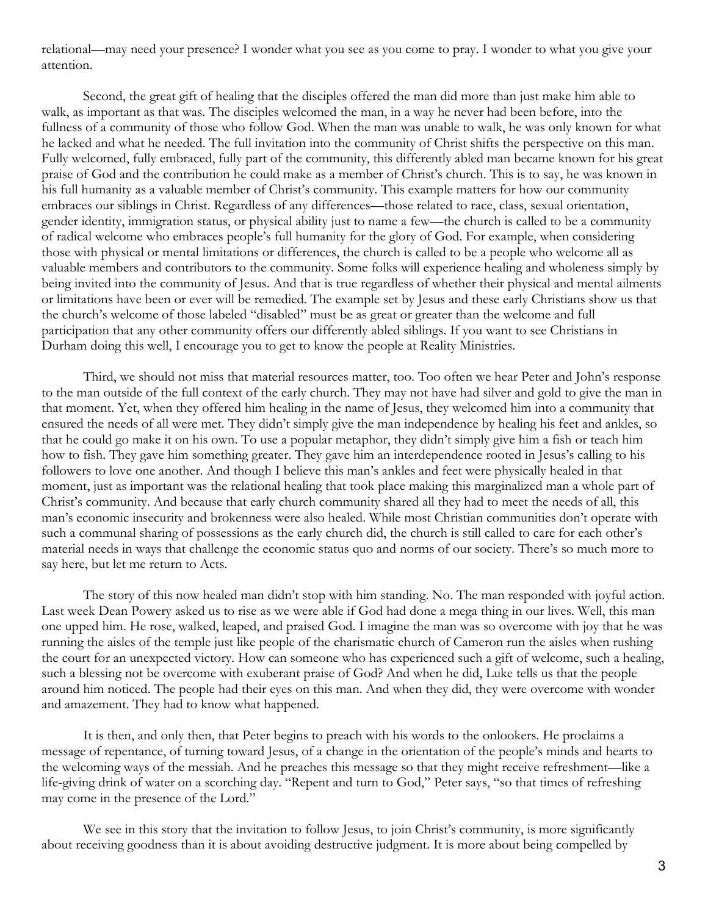relational—may need your presence? I wonder what you see as you come to pray. I wonder to what you give your attention.

Second, the great gift of healing that the disciples offered the man did more than just make him able to walk, as important as that was. The disciples welcomed the man, in a way he never had been before, into the fullness of a community of those who follow God. When the man was unable to walk, he was only known for what he lacked and what he needed. The full invitation into the community of Christ shifts the perspective on this man. Fully welcomed, fully embraced, fully part of the community, this differently abled man became known for his great praise of God and the contribution he could make as a member of Christ's church. This is to say, he was known in his full humanity as a valuable member of Christ's community. This example matters for how our community embraces our siblings in Christ. Regardless of any differences—those related to race, class, sexual orientation, gender identity, immigration status, or physical ability just to name a few—the church is called to be a community of radical welcome who embraces people's full humanity for the glory of God. For example, when considering those with physical or mental limitations or differences, the church is called to be a people who welcome all as valuable members and contributors to the community. Some folks will experience healing and wholeness simply by being invited into the community of Jesus. And that is true regardless of whether their physical and mental ailments or limitations have been or ever will be remedied. The example set by Jesus and these early Christians show us that the church's welcome of those labeled "disabled" must be as great or greater than the welcome and full participation that any other community offers our differently abled siblings. If you want to see Christians in Durham doing this well, I encourage you to get to know the people at Reality Ministries.

Third, we should not miss that material resources matter, too. Too often we hear Peter and John's response to the man outside of the full context of the early church. They may not have had silver and gold to give the man in that moment. Yet, when they offered him healing in the name of Jesus, they welcomed him into a community that ensured the needs of all were met. They didn't simply give the man independence by healing his feet and ankles, so that he could go make it on his own. To use a popular metaphor, they didn't simply give him a fish or teach him how to fish. They gave him something greater. They gave him an interdependence rooted in Jesus's calling to his followers to love one another. And though I believe this man's ankles and feet were physically healed in that moment, just as important was the relational healing that took place making this marginalized man a whole part of Christ's community. And because that early church community shared all they had to meet the needs of all, this man's economic insecurity and brokenness were also healed. While most Christian communities don't operate with such a communal sharing of possessions as the early church did, the church is still called to care for each other's material needs in ways that challenge the economic status quo and norms of our society. There's so much more to say here, but let me return to Acts.

The story of this now healed man didn't stop with him standing. No. The man responded with joyful action. Last week Dean Powery asked us to rise as we were able if God had done a mega thing in our lives. Well, this man one upped him. He rose, walked, leaped, and praised God. I imagine the man was so overcome with joy that he was running the aisles of the temple just like people of the charismatic church of Cameron run the aisles when rushing the court for an unexpected victory. How can someone who has experienced such a gift of welcome, such a healing, such a blessing not be overcome with exuberant praise of God? And when he did, Luke tells us that the people around him noticed. The people had their eyes on this man. And when they did, they were overcome with wonder and amazement. They had to know what happened.

It is then, and only then, that Peter begins to preach with his words to the onlookers. He proclaims a message of repentance, of turning toward Jesus, of a change in the orientation of the people's minds and hearts to the welcoming ways of the messiah. And he preaches this message so that they might receive refreshment—like a life-giving drink of water on a scorching day. "Repent and turn to God," Peter says, "so that times of refreshing may come in the presence of the Lord."

We see in this story that the invitation to follow Jesus, to join Christ's community, is more significantly about receiving goodness than it is about avoiding destructive judgment. It is more about being compelled by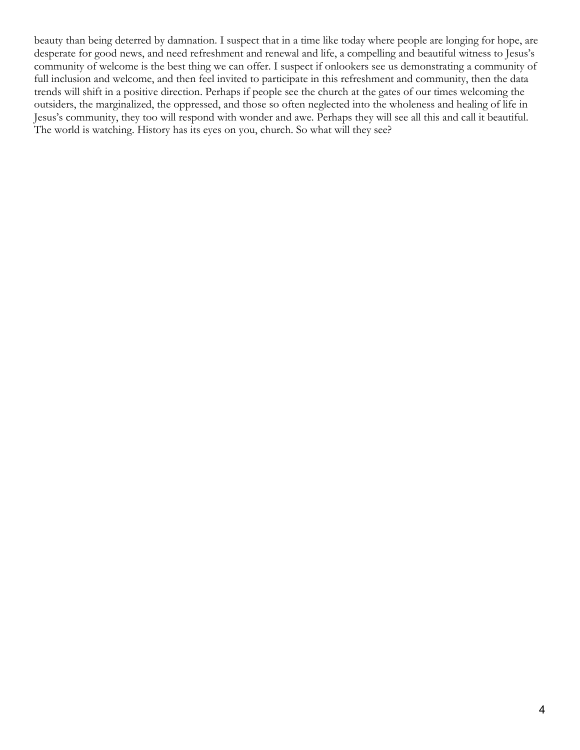beauty than being deterred by damnation. I suspect that in a time like today where people are longing for hope, are desperate for good news, and need refreshment and renewal and life, a compelling and beautiful witness to Jesus's community of welcome is the best thing we can offer. I suspect if onlookers see us demonstrating a community of full inclusion and welcome, and then feel invited to participate in this refreshment and community, then the data trends will shift in a positive direction. Perhaps if people see the church at the gates of our times welcoming the outsiders, the marginalized, the oppressed, and those so often neglected into the wholeness and healing of life in Jesus's community, they too will respond with wonder and awe. Perhaps they will see all this and call it beautiful. The world is watching. History has its eyes on you, church. So what will they see?